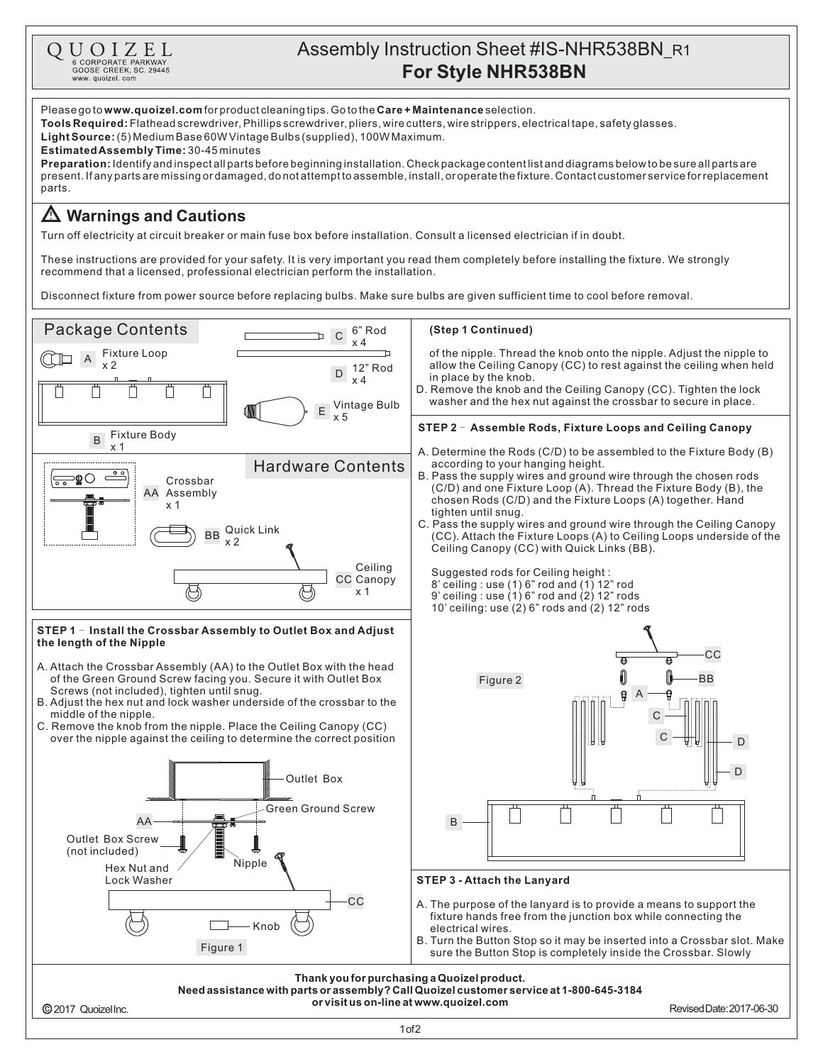QUOIZEL
6 CORPORATE PARKWAY
GOOSE CREEK, SC. 29445
www. quoizel. com

# Assembly Instruction Sheet #IS-NHR538BN_R1
## For Style NHR538BN

Please go to **www.quoizel.com** for product cleaning tips. Go to the **Care + Maintenance** selection.

**Tools Required:** Flathead screwdriver, Phillips screwdriver, pliers, wire cutters, wire strippers, electrical tape, safety glasses.

**Light Source:** (5) Medium Base 60W Vintage Bulbs (supplied), 100W Maximum.

**Estimated Assembly Time:** 30-45 minutes

**Preparation:** Identify and inspect all parts before beginning installation. Check package content list and diagrams below to be sure all parts are present. If any parts are missing or damaged, do not attempt to assemble, install, or operate the fixture. Contact customer service for replacement parts.

## ⚠ Warnings and Cautions

Turn off electricity at circuit breaker or main fuse box before installation. Consult a licensed electrician if in doubt.

These instructions are provided for your safety. It is very important you read them completely before installing the fixture. We strongly recommend that a licensed, professional electrician perform the installation.

Disconnect fixture from power source before replacing bulbs. Make sure bulbs are given sufficient time to cool before removal.

## Package Contents

- A Fixture Loop x 2
- B Fixture Body x 1
- C 6" Rod x 4
- D 12" Rod x 4
- E Vintage Bulb x 5

## Hardware Contents

- AA Crossbar Assembly x 1
- BB Quick Link x 2
- CC Ceiling Canopy x 1

### STEP 1 – Install the Crossbar Assembly to Outlet Box and Adjust the length of the Nipple

A. Attach the Crossbar Assembly (AA) to the Outlet Box with the head of the Green Ground Screw facing you. Secure it with Outlet Box Screws (not included), tighten until snug.
B. Adjust the hex nut and lock washer underside of the crossbar to the middle of the nipple.
C. Remove the knob from the nipple. Place the Ceiling Canopy (CC) over the nipple against the ceiling to determine the correct position of the nipple. Thread the knob onto the nipple. Adjust the nipple to allow the Ceiling Canopy (CC) to rest against the ceiling when held in place by the knob.
D. Remove the knob and the Ceiling Canopy (CC). Tighten the lock washer and the hex nut against the crossbar to secure in place.

Outlet Box, Green Ground Screw, AA, Outlet Box Screw (not included), Hex Nut and Lock Washer, Nipple, CC, Knob

Figure 1

### STEP 2 – Assemble Rods, Fixture Loops and Ceiling Canopy

A. Determine the Rods (C/D) to be assembled to the Fixture Body (B) according to your hanging height.
B. Pass the supply wires and ground wire through the chosen rods (C/D) and one Fixture Loop (A). Thread the Fixture Body (B), the chosen Rods (C/D) and the Fixture Loops (A) together. Hand tighten until snug.
C. Pass the supply wires and ground wire through the Ceiling Canopy (CC). Attach the Fixture Loops (A) to Ceiling Loops underside of the Ceiling Canopy (CC) with Quick Links (BB).

Suggested rods for Ceiling height :
8' ceiling : use (1) 6" rod and (1) 12" rod
9' ceiling : use (1) 6" rod and (2) 12" rods
10' ceiling: use (2) 6" rods and (2) 12" rods

Figure 2

### STEP 3 - Attach the Lanyard

A. The purpose of the lanyard is to provide a means to support the fixture hands free from the junction box while connecting the electrical wires.
B. Turn the Button Stop so it may be inserted into a Crossbar slot. Make sure the Button Stop is completely inside the Crossbar. Slowly

**Thank you for purchasing a Quoizel product.**
**Need assistance with parts or assembly? Call Quoizel customer service at 1-800-645-3184 or visit us on-line at www.quoizel.com**

© 2017 Quoizel Inc. Revised Date: 2017-06-30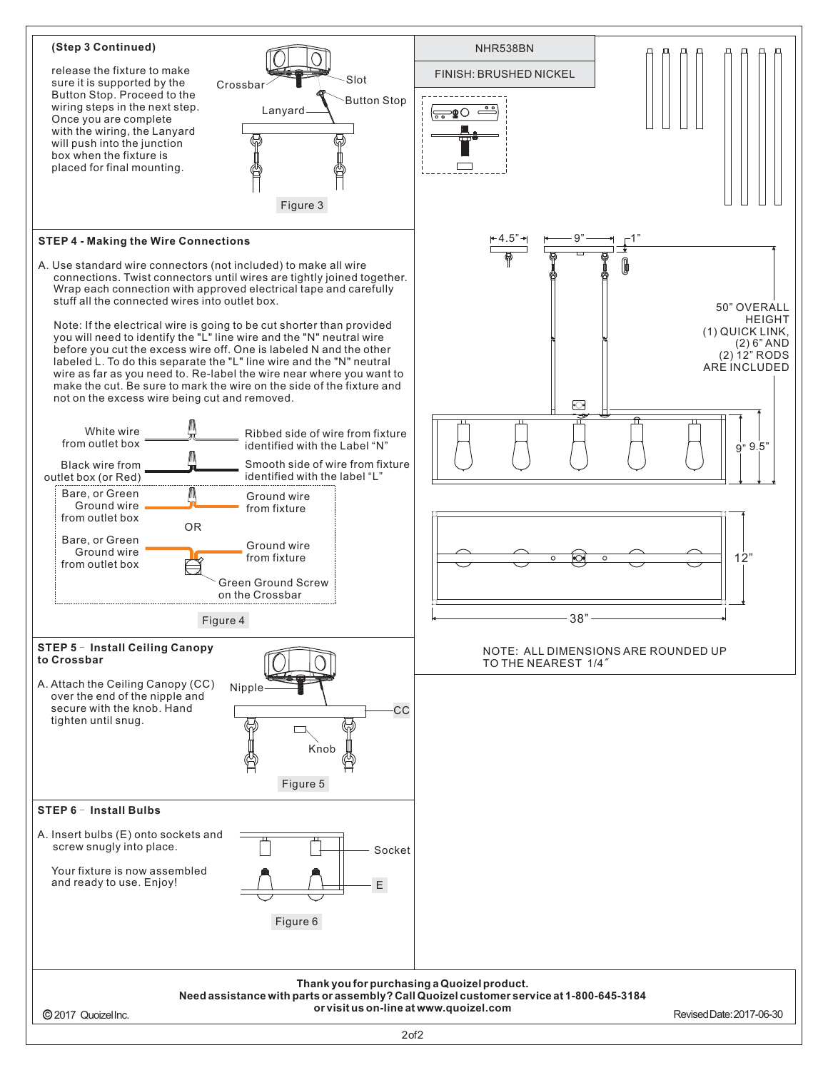**(Step 3 Continued)**

release the fixture to make sure it is supported by the Button Stop. Proceed to the wiring steps in the next step. Once you are complete with the wiring, the Lanyard will push into the junction box when the fixture is placed for final mounting.

Crossbar

Slot

Button Stop

Lanyard

Figure 3

NHR538BN

FINISH: BRUSHED NICKEL

4.5"

9"

1"

50" OVERALL HEIGHT
(1) QUICK LINK,
(2) 6" AND
(2) 12" RODS
ARE INCLUDED

9"

9.5"

12"

38"

NOTE: ALL DIMENSIONS ARE ROUNDED UP TO THE NEAREST 1/4"

## STEP 4 - Making the Wire Connections

A. Use standard wire connectors (not included) to make all wire connections. Twist connectors until wires are tightly joined together. Wrap each connection with approved electrical tape and carefully stuff all the connected wires into outlet box.

Note: If the electrical wire is going to be cut shorter than provided you will need to identify the "L" line wire and the "N" neutral wire before you cut the excess wire off. One is labeled N and the other labeled L. To do this separate the "L" line wire and the "N" neutral wire as far as you need to. Re-label the wire near where you want to make the cut. Be sure to mark the wire on the side of the fixture and not on the excess wire being cut and removed.

White wire from outlet box — Ribbed side of wire from fixture identified with the Label "N"

Black wire from outlet box (or Red) — Smooth side of wire from fixture identified with the label "L"

Bare, or Green Ground wire from outlet box — Ground wire from fixture

OR

Bare, or Green Ground wire from outlet box — Ground wire from fixture

Green Ground Screw on the Crossbar

Figure 4

## STEP 5 - Install Ceiling Canopy to Crossbar

A. Attach the Ceiling Canopy (CC) over the end of the nipple and secure with the knob. Hand tighten until snug.

Nipple

CC

Knob

Figure 5

## STEP 6 - Install Bulbs

A. Insert bulbs (E) onto sockets and screw snugly into place.

Your fixture is now assembled and ready to use. Enjoy!

Socket

E

Figure 6

**Thank you for purchasing a Quoizel product.**
**Need assistance with parts or assembly? Call Quoizel customer service at 1-800-645-3184 or visit us on-line at www.quoizel.com**

© 2017 Quoizel Inc.

Revised Date: 2017-06-30